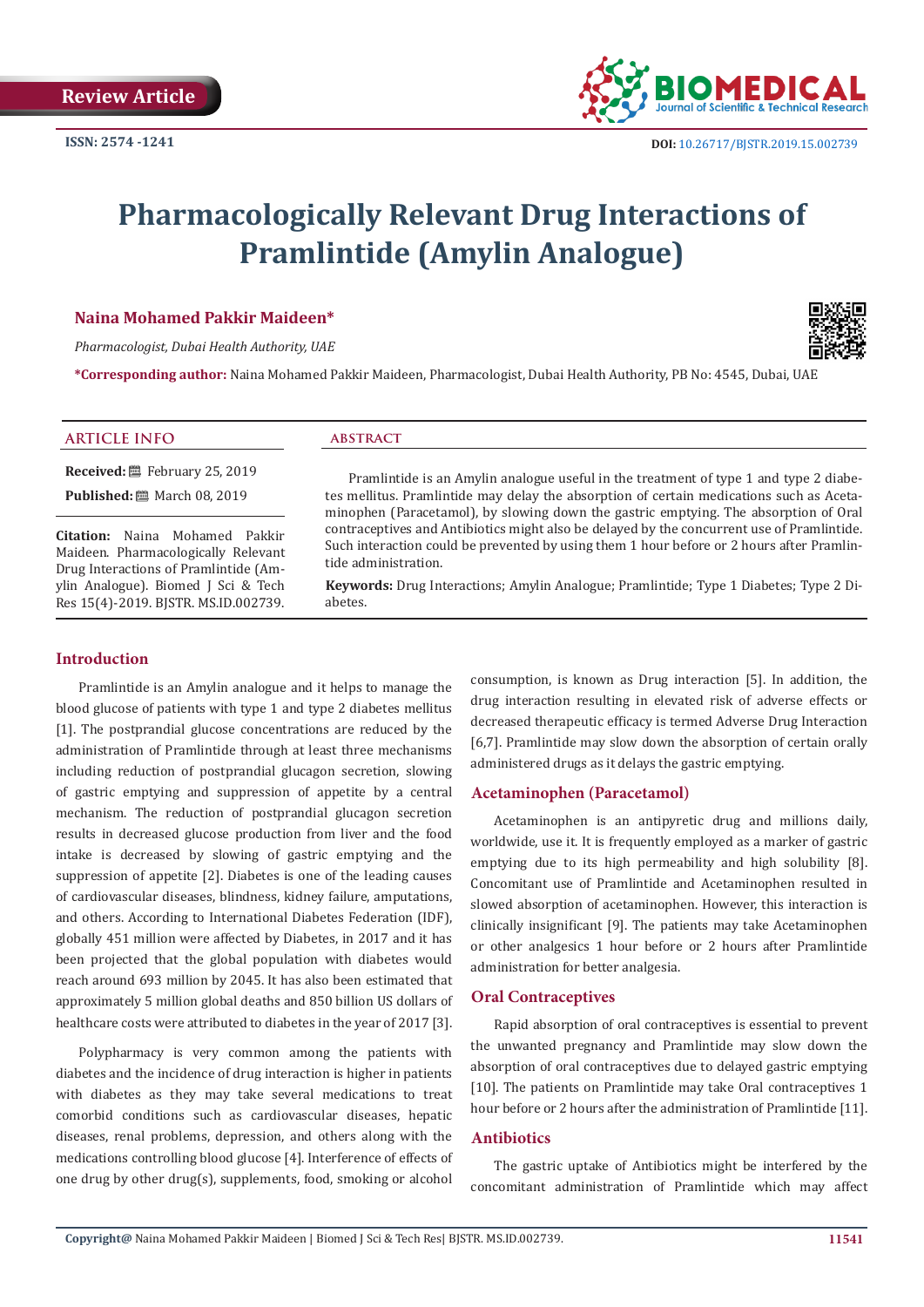Review Article

ISSN: 2574 -1241

DOI: 10.26717/BJSTR.2019.15.002739

# Pharmacologically Relevant Drug Interactions of Pramlintide (Amylin Analogue)

**Naina Mohamed Pakkir Maideen***

*Pharmacologist, Dubai Health Authority, UAE*

***Corresponding author:** Naina Mohamed Pakkir Maideen, Pharmacologist, Dubai Health Authority, PB No: 4545, Dubai, UAE

## ARTICLE INFO

**Received:** February 25, 2019

**Published:** March 08, 2019

**Citation:** Naina Mohamed Pakkir Maideen. Pharmacologically Relevant Drug Interactions of Pramlintide (Amylin Analogue). Biomed J Sci & Tech Res 15(4)-2019. BJSTR. MS.ID.002739.

## ABSTRACT

Pramlintide is an Amylin analogue useful in the treatment of type 1 and type 2 diabetes mellitus. Pramlintide may delay the absorption of certain medications such as Acetaminophen (Paracetamol), by slowing down the gastric emptying. The absorption of Oral contraceptives and Antibiotics might also be delayed by the concurrent use of Pramlintide. Such interaction could be prevented by using them 1 hour before or 2 hours after Pramlintide administration.

**Keywords:** Drug Interactions; Amylin Analogue; Pramlintide; Type 1 Diabetes; Type 2 Diabetes.

## Introduction

Pramlintide is an Amylin analogue and it helps to manage the blood glucose of patients with type 1 and type 2 diabetes mellitus [1]. The postprandial glucose concentrations are reduced by the administration of Pramlintide through at least three mechanisms including reduction of postprandial glucagon secretion, slowing of gastric emptying and suppression of appetite by a central mechanism. The reduction of postprandial glucagon secretion results in decreased glucose production from liver and the food intake is decreased by slowing of gastric emptying and the suppression of appetite [2]. Diabetes is one of the leading causes of cardiovascular diseases, blindness, kidney failure, amputations, and others. According to International Diabetes Federation (IDF), globally 451 million were affected by Diabetes, in 2017 and it has been projected that the global population with diabetes would reach around 693 million by 2045. It has also been estimated that approximately 5 million global deaths and 850 billion US dollars of healthcare costs were attributed to diabetes in the year of 2017 [3].

Polypharmacy is very common among the patients with diabetes and the incidence of drug interaction is higher in patients with diabetes as they may take several medications to treat comorbid conditions such as cardiovascular diseases, hepatic diseases, renal problems, depression, and others along with the medications controlling blood glucose [4]. Interference of effects of one drug by other drug(s), supplements, food, smoking or alcohol consumption, is known as Drug interaction [5]. In addition, the drug interaction resulting in elevated risk of adverse effects or decreased therapeutic efficacy is termed Adverse Drug Interaction [6,7]. Pramlintide may slow down the absorption of certain orally administered drugs as it delays the gastric emptying.

## Acetaminophen (Paracetamol)

Acetaminophen is an antipyretic drug and millions daily, worldwide, use it. It is frequently employed as a marker of gastric emptying due to its high permeability and high solubility [8]. Concomitant use of Pramlintide and Acetaminophen resulted in slowed absorption of acetaminophen. However, this interaction is clinically insignificant [9]. The patients may take Acetaminophen or other analgesics 1 hour before or 2 hours after Pramlintide administration for better analgesia.

## Oral Contraceptives

Rapid absorption of oral contraceptives is essential to prevent the unwanted pregnancy and Pramlintide may slow down the absorption of oral contraceptives due to delayed gastric emptying [10]. The patients on Pramlintide may take Oral contraceptives 1 hour before or 2 hours after the administration of Pramlintide [11].

## Antibiotics

The gastric uptake of Antibiotics might be interfered by the concomitant administration of Pramlintide which may affect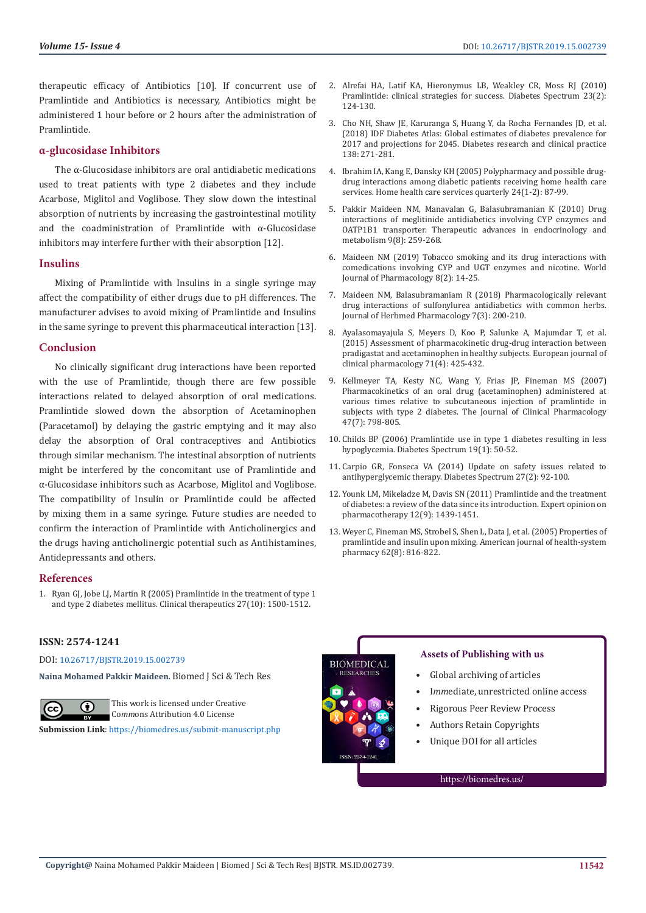therapeutic efficacy of Antibiotics [10]. If concurrent use of Pramlintide and Antibiotics is necessary, Antibiotics might be administered 1 hour before or 2 hours after the administration of Pramlintide.

## α-glucosidase Inhibitors

The α-Glucosidase inhibitors are oral antidiabetic medications used to treat patients with type 2 diabetes and they include Acarbose, Miglitol and Voglibose. They slow down the intestinal absorption of nutrients by increasing the gastrointestinal motility and the coadministration of Pramlintide with α-Glucosidase inhibitors may interfere further with their absorption [12].

## Insulins

Mixing of Pramlintide with Insulins in a single syringe may affect the compatibility of either drugs due to pH differences. The manufacturer advises to avoid mixing of Pramlintide and Insulins in the same syringe to prevent this pharmaceutical interaction [13].

## Conclusion

No clinically significant drug interactions have been reported with the use of Pramlintide, though there are few possible interactions related to delayed absorption of oral medications. Pramlintide slowed down the absorption of Acetaminophen (Paracetamol) by delaying the gastric emptying and it may also delay the absorption of Oral contraceptives and Antibiotics through similar mechanism. The intestinal absorption of nutrients might be interfered by the concomitant use of Pramlintide and α-Glucosidase inhibitors such as Acarbose, Miglitol and Voglibose. The compatibility of Insulin or Pramlintide could be affected by mixing them in a same syringe. Future studies are needed to confirm the interaction of Pramlintide with Anticholinergics and the drugs having anticholinergic potential such as Antihistamines, Antidepressants and others.

## References

1. Ryan GJ, Jobe LJ, Martin R (2005) Pramlintide in the treatment of type 1 and type 2 diabetes mellitus. Clinical therapeutics 27(10): 1500-1512.
2. Alrefai HA, Latif KA, Hieronymus LB, Weakley CR, Moss RJ (2010) Pramlintide: clinical strategies for success. Diabetes Spectrum 23(2): 124-130.
3. Cho NH, Shaw JE, Karuranga S, Huang Y, da Rocha Fernandes JD, et al. (2018) IDF Diabetes Atlas: Global estimates of diabetes prevalence for 2017 and projections for 2045. Diabetes research and clinical practice 138: 271-281.
4. Ibrahim IA, Kang E, Dansky KH (2005) Polypharmacy and possible drug-drug interactions among diabetic patients receiving home health care services. Home health care services quarterly 24(1-2): 87-99.
5. Pakkir Maideen NM, Manavalan G, Balasubramanian K (2010) Drug interactions of meglitinide antidiabetics involving CYP enzymes and OATP1B1 transporter. Therapeutic advances in endocrinology and metabolism 9(8): 259-268.
6. Maideen NM (2019) Tobacco smoking and its drug interactions with comedications involving CYP and UGT enzymes and nicotine. World Journal of Pharmacology 8(2): 14-25.
7. Maideen NM, Balasubramaniam R (2018) Pharmacologically relevant drug interactions of sulfonylurea antidiabetics with common herbs. Journal of Herbmed Pharmacology 7(3): 200-210.
8. Ayalasomayajula S, Meyers D, Koo P, Salunke A, Majumdar T, et al. (2015) Assessment of pharmacokinetic drug-drug interaction between pradigastat and acetaminophen in healthy subjects. European journal of clinical pharmacology 71(4): 425-432.
9. Kellmeyer TA, Kesty NC, Wang Y, Frias JP, Fineman MS (2007) Pharmacokinetics of an oral drug (acetaminophen) administered at various times relative to subcutaneous injection of pramlintide in subjects with type 2 diabetes. The Journal of Clinical Pharmacology 47(7): 798-805.
10. Childs BP (2006) Pramlintide use in type 1 diabetes resulting in less hypoglycemia. Diabetes Spectrum 19(1): 50-52.
11. Carpio GR, Fonseca VA (2014) Update on safety issues related to antihyperglycemic therapy. Diabetes Spectrum 27(2): 92-100.
12. Younk LM, Mikeladze M, Davis SN (2011) Pramlintide and the treatment of diabetes: a review of the data since its introduction. Expert opinion on pharmacotherapy 12(9): 1439-1451.
13. Weyer C, Fineman MS, Strobel S, Shen L, Data J, et al. (2005) Properties of pramlintide and insulin upon mixing. American journal of health-system pharmacy 62(8): 816-822.

**ISSN: 2574-1241**

DOI: 10.26717/BJSTR.2019.15.002739

**Naina Mohamed Pakkir Maideen.** Biomed J Sci & Tech Res

This work is licensed under Creative Commons Attribution 4.0 License

**Submission Link**: https://biomedres.us/submit-manuscript.php

**Assets of Publishing with us**

- Global archiving of articles
- Immediate, unrestricted online access
- Rigorous Peer Review Process
- Authors Retain Copyrights
- Unique DOI for all articles

https://biomedres.us/